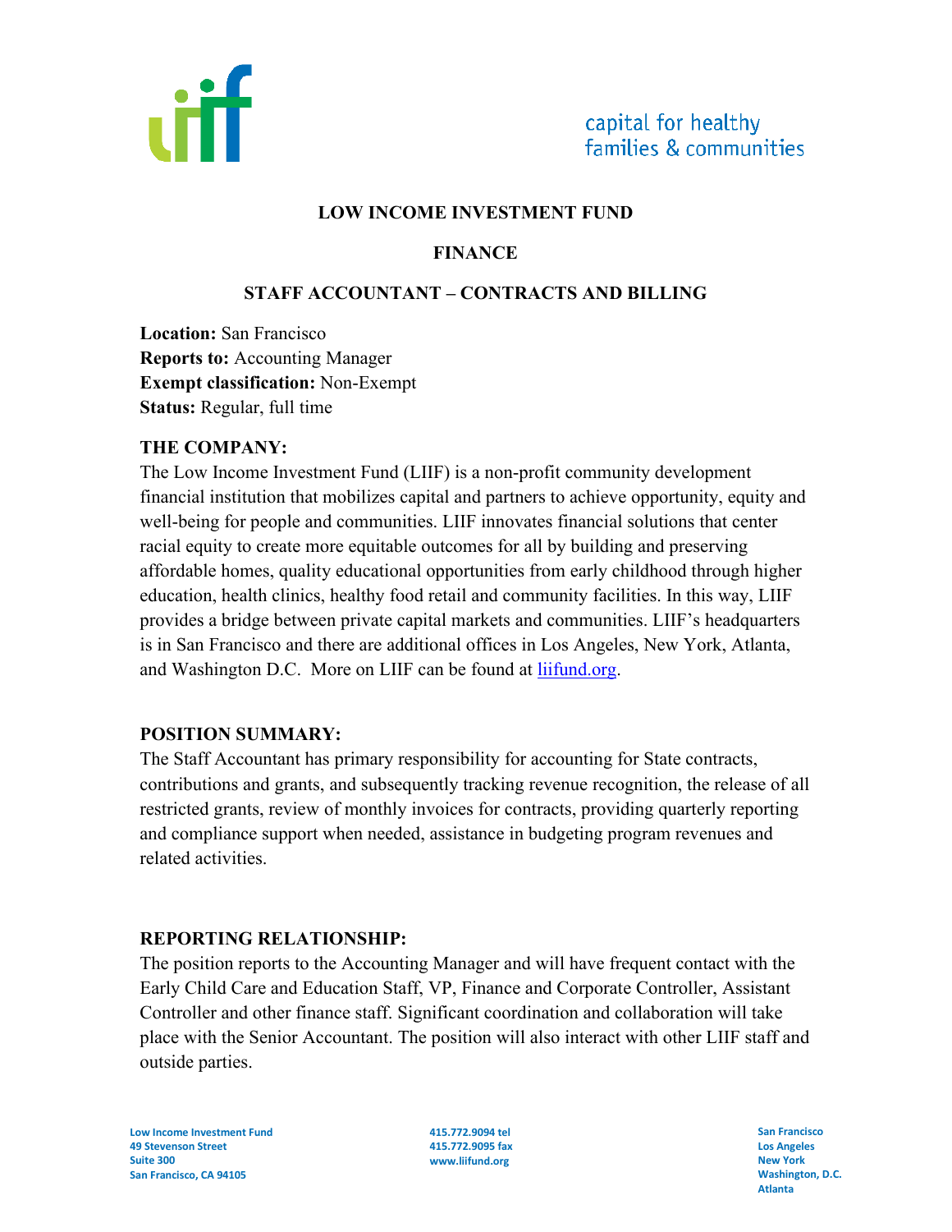capital for healthy families & communities

# LOW INCOME INVESTMENT FUND

## FINANCE

## STAFF ACCOUNTANT – CONTRACTS AND BILLING

**Location:** San Francisco
**Reports to:** Accounting Manager
**Exempt classification:** Non-Exempt
**Status:** Regular, full time

### THE COMPANY:

The Low Income Investment Fund (LIIF) is a non-profit community development financial institution that mobilizes capital and partners to achieve opportunity, equity and well-being for people and communities. LIIF innovates financial solutions that center racial equity to create more equitable outcomes for all by building and preserving affordable homes, quality educational opportunities from early childhood through higher education, health clinics, healthy food retail and community facilities. In this way, LIIF provides a bridge between private capital markets and communities. LIIF's headquarters is in San Francisco and there are additional offices in Los Angeles, New York, Atlanta, and Washington D.C. More on LIIF can be found at [liifund.org](liifund.org).

### POSITION SUMMARY:

The Staff Accountant has primary responsibility for accounting for State contracts, contributions and grants, and subsequently tracking revenue recognition, the release of all restricted grants, review of monthly invoices for contracts, providing quarterly reporting and compliance support when needed, assistance in budgeting program revenues and related activities.

### REPORTING RELATIONSHIP:

The position reports to the Accounting Manager and will have frequent contact with the Early Child Care and Education Staff, VP, Finance and Corporate Controller, Assistant Controller and other finance staff. Significant coordination and collaboration will take place with the Senior Accountant. The position will also interact with other LIIF staff and outside parties.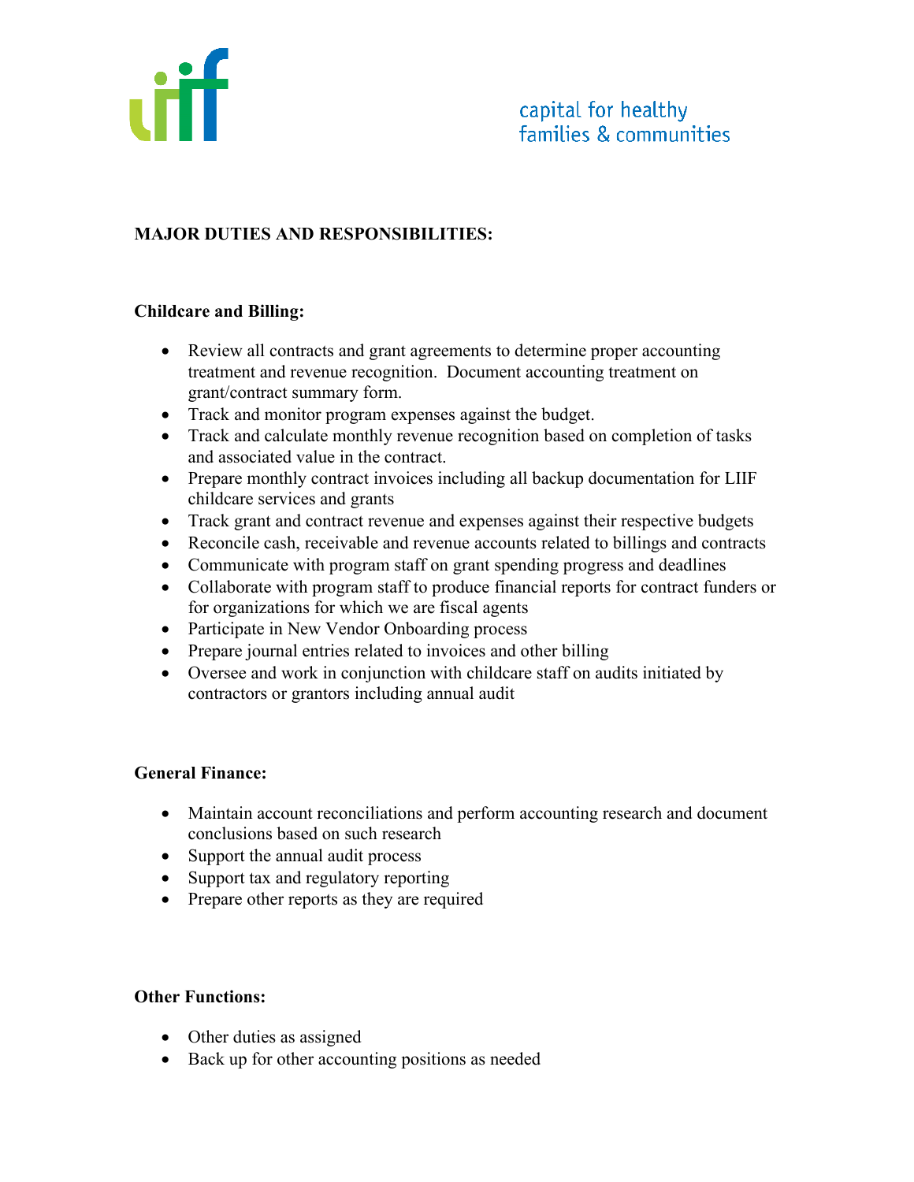## MAJOR DUTIES AND RESPONSIBILITIES:

### Childcare and Billing:

- Review all contracts and grant agreements to determine proper accounting treatment and revenue recognition. Document accounting treatment on grant/contract summary form.
- Track and monitor program expenses against the budget.
- Track and calculate monthly revenue recognition based on completion of tasks and associated value in the contract.
- Prepare monthly contract invoices including all backup documentation for LIIF childcare services and grants
- Track grant and contract revenue and expenses against their respective budgets
- Reconcile cash, receivable and revenue accounts related to billings and contracts
- Communicate with program staff on grant spending progress and deadlines
- Collaborate with program staff to produce financial reports for contract funders or for organizations for which we are fiscal agents
- Participate in New Vendor Onboarding process
- Prepare journal entries related to invoices and other billing
- Oversee and work in conjunction with childcare staff on audits initiated by contractors or grantors including annual audit

### General Finance:

- Maintain account reconciliations and perform accounting research and document conclusions based on such research
- Support the annual audit process
- Support tax and regulatory reporting
- Prepare other reports as they are required

### Other Functions:

- Other duties as assigned
- Back up for other accounting positions as needed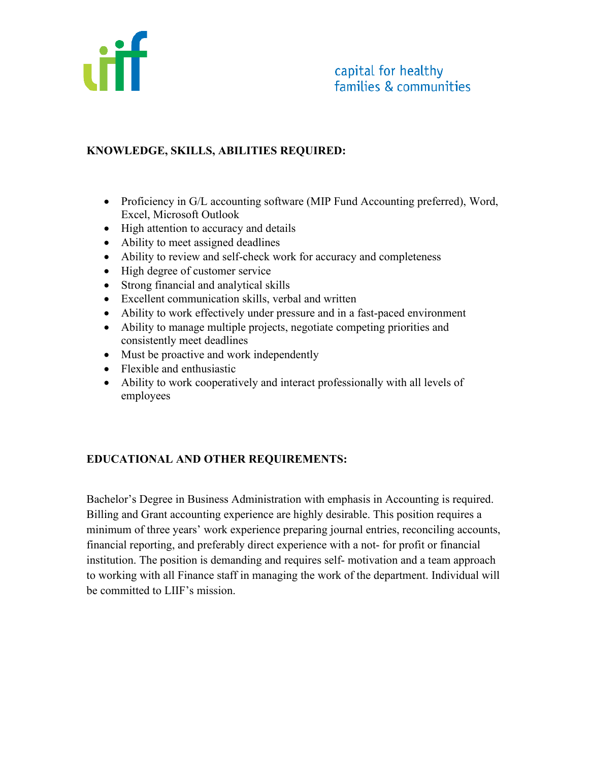## KNOWLEDGE, SKILLS, ABILITIES REQUIRED:

- Proficiency in G/L accounting software (MIP Fund Accounting preferred), Word, Excel, Microsoft Outlook
- High attention to accuracy and details
- Ability to meet assigned deadlines
- Ability to review and self-check work for accuracy and completeness
- High degree of customer service
- Strong financial and analytical skills
- Excellent communication skills, verbal and written
- Ability to work effectively under pressure and in a fast-paced environment
- Ability to manage multiple projects, negotiate competing priorities and consistently meet deadlines
- Must be proactive and work independently
- Flexible and enthusiastic
- Ability to work cooperatively and interact professionally with all levels of employees

## EDUCATIONAL AND OTHER REQUIREMENTS:

Bachelor's Degree in Business Administration with emphasis in Accounting is required. Billing and Grant accounting experience are highly desirable. This position requires a minimum of three years' work experience preparing journal entries, reconciling accounts, financial reporting, and preferably direct experience with a not- for profit or financial institution. The position is demanding and requires self- motivation and a team approach to working with all Finance staff in managing the work of the department. Individual will be committed to LIIF's mission.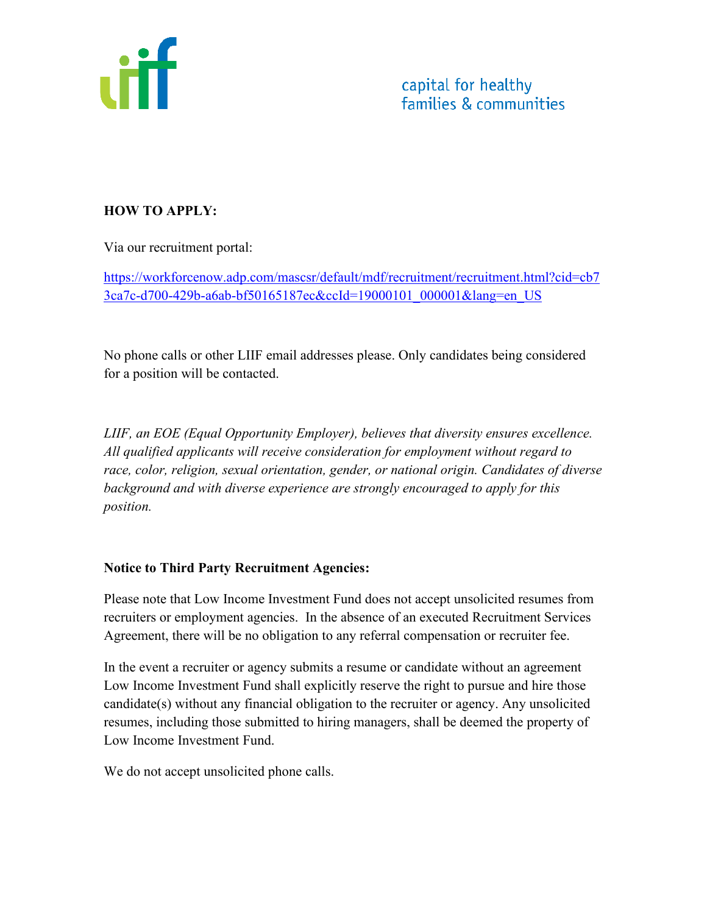capital for healthy
families & communities

**HOW TO APPLY:**

Via our recruitment portal:

https://workforcenow.adp.com/mascsr/default/mdf/recruitment/recruitment.html?cid=cb73ca7c-d700-429b-a6ab-bf50165187ec&ccId=19000101_000001&lang=en_US

No phone calls or other LIIF email addresses please. Only candidates being considered for a position will be contacted.

*LIIF, an EOE (Equal Opportunity Employer), believes that diversity ensures excellence. All qualified applicants will receive consideration for employment without regard to race, color, religion, sexual orientation, gender, or national origin. Candidates of diverse background and with diverse experience are strongly encouraged to apply for this position.*

**Notice to Third Party Recruitment Agencies:**

Please note that Low Income Investment Fund does not accept unsolicited resumes from recruiters or employment agencies. In the absence of an executed Recruitment Services Agreement, there will be no obligation to any referral compensation or recruiter fee.

In the event a recruiter or agency submits a resume or candidate without an agreement Low Income Investment Fund shall explicitly reserve the right to pursue and hire those candidate(s) without any financial obligation to the recruiter or agency. Any unsolicited resumes, including those submitted to hiring managers, shall be deemed the property of Low Income Investment Fund.

We do not accept unsolicited phone calls.